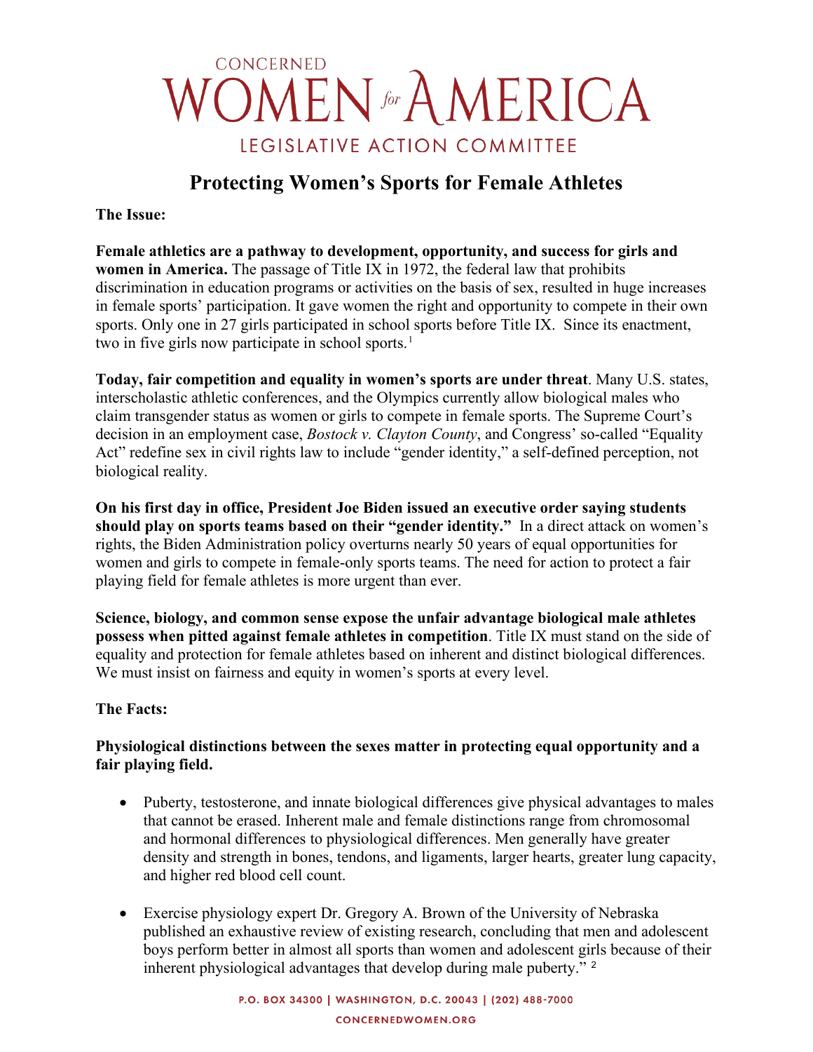# CONCERNED WOMEN for AMERICA

LEGISLATIVE ACTION COMMITTEE

## Protecting Women's Sports for Female Athletes

**The Issue:**

**Female athletics are a pathway to development, opportunity, and success for girls and women in America.** The passage of Title IX in 1972, the federal law that prohibits discrimination in education programs or activities on the basis of sex, resulted in huge increases in female sports' participation. It gave women the right and opportunity to compete in their own sports. Only one in 27 girls participated in school sports before Title IX. Since its enactment, two in five girls now participate in school sports.[1]

**Today, fair competition and equality in women's sports are under threat**. Many U.S. states, interscholastic athletic conferences, and the Olympics currently allow biological males who claim transgender status as women or girls to compete in female sports. The Supreme Court's decision in an employment case, *Bostock v. Clayton County*, and Congress' so-called "Equality Act" redefine sex in civil rights law to include "gender identity," a self-defined perception, not biological reality.

**On his first day in office, President Joe Biden issued an executive order saying students should play on sports teams based on their "gender identity."** In a direct attack on women's rights, the Biden Administration policy overturns nearly 50 years of equal opportunities for women and girls to compete in female-only sports teams. The need for action to protect a fair playing field for female athletes is more urgent than ever.

**Science, biology, and common sense expose the unfair advantage biological male athletes possess when pitted against female athletes in competition**. Title IX must stand on the side of equality and protection for female athletes based on inherent and distinct biological differences. We must insist on fairness and equity in women's sports at every level.

**The Facts:**

**Physiological distinctions between the sexes matter in protecting equal opportunity and a fair playing field.**

- Puberty, testosterone, and innate biological differences give physical advantages to males that cannot be erased. Inherent male and female distinctions range from chromosomal and hormonal differences to physiological differences. Men generally have greater density and strength in bones, tendons, and ligaments, larger hearts, greater lung capacity, and higher red blood cell count.
- Exercise physiology expert Dr. Gregory A. Brown of the University of Nebraska published an exhaustive review of existing research, concluding that men and adolescent boys perform better in almost all sports than women and adolescent girls because of their inherent physiological advantages that develop during male puberty." [2]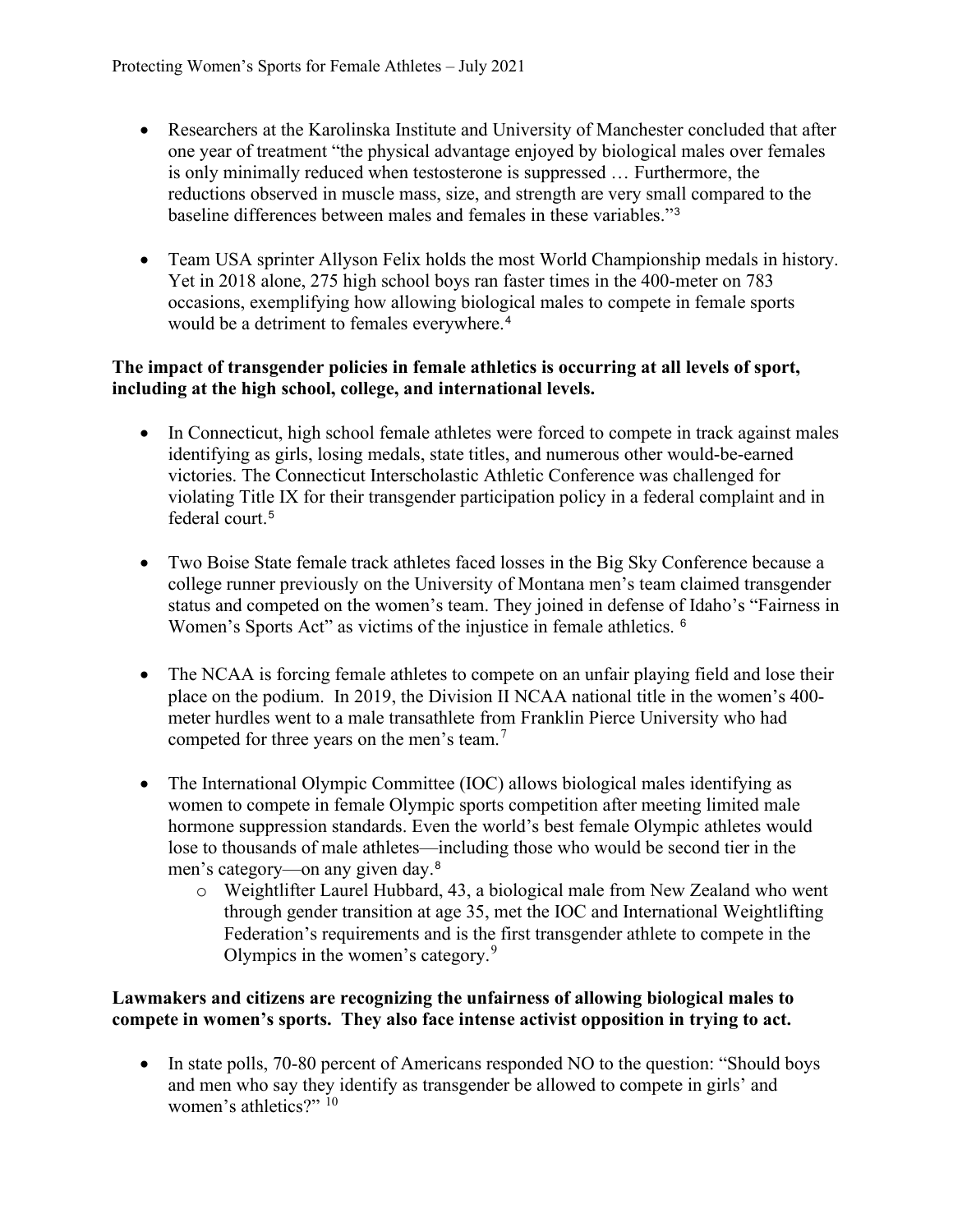- Researchers at the Karolinska Institute and University of Manchester concluded that after one year of treatment "the physical advantage enjoyed by biological males over females is only minimally reduced when testosterone is suppressed … Furthermore, the reductions observed in muscle mass, size, and strength are very small compared to the baseline differences between males and females in these variables."[3]

- Team USA sprinter Allyson Felix holds the most World Championship medals in history. Yet in 2018 alone, 275 high school boys ran faster times in the 400-meter on 783 occasions, exemplifying how allowing biological males to compete in female sports would be a detriment to females everywhere.[4]

**The impact of transgender policies in female athletics is occurring at all levels of sport, including at the high school, college, and international levels.**

- In Connecticut, high school female athletes were forced to compete in track against males identifying as girls, losing medals, state titles, and numerous other would-be-earned victories. The Connecticut Interscholastic Athletic Conference was challenged for violating Title IX for their transgender participation policy in a federal complaint and in federal court.[5]

- Two Boise State female track athletes faced losses in the Big Sky Conference because a college runner previously on the University of Montana men's team claimed transgender status and competed on the women's team. They joined in defense of Idaho's "Fairness in Women's Sports Act" as victims of the injustice in female athletics.[6]

- The NCAA is forcing female athletes to compete on an unfair playing field and lose their place on the podium. In 2019, the Division II NCAA national title in the women's 400-meter hurdles went to a male transathlete from Franklin Pierce University who had competed for three years on the men's team.[7]

- The International Olympic Committee (IOC) allows biological males identifying as women to compete in female Olympic sports competition after meeting limited male hormone suppression standards. Even the world's best female Olympic athletes would lose to thousands of male athletes—including those who would be second tier in the men's category—on any given day.[8]
  - Weightlifter Laurel Hubbard, 43, a biological male from New Zealand who went through gender transition at age 35, met the IOC and International Weightlifting Federation's requirements and is the first transgender athlete to compete in the Olympics in the women's category.[9]

**Lawmakers and citizens are recognizing the unfairness of allowing biological males to compete in women's sports. They also face intense activist opposition in trying to act.**

- In state polls, 70-80 percent of Americans responded NO to the question: "Should boys and men who say they identify as transgender be allowed to compete in girls' and women's athletics?"[10]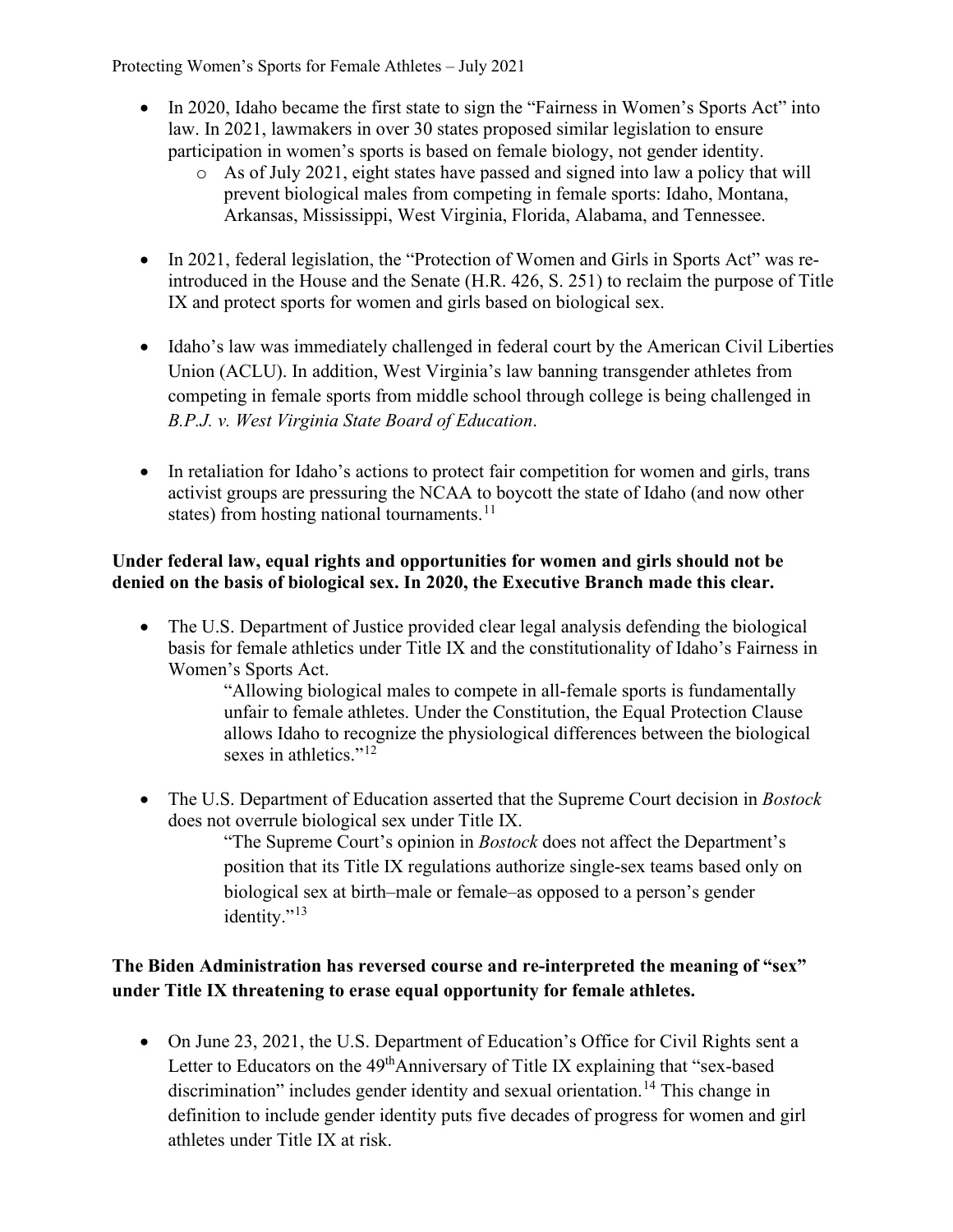- In 2020, Idaho became the first state to sign the "Fairness in Women's Sports Act" into law. In 2021, lawmakers in over 30 states proposed similar legislation to ensure participation in women's sports is based on female biology, not gender identity.
    - As of July 2021, eight states have passed and signed into law a policy that will prevent biological males from competing in female sports: Idaho, Montana, Arkansas, Mississippi, West Virginia, Florida, Alabama, and Tennessee.

- In 2021, federal legislation, the "Protection of Women and Girls in Sports Act" was re-introduced in the House and the Senate (H.R. 426, S. 251) to reclaim the purpose of Title IX and protect sports for women and girls based on biological sex.

- Idaho's law was immediately challenged in federal court by the American Civil Liberties Union (ACLU). In addition, West Virginia's law banning transgender athletes from competing in female sports from middle school through college is being challenged in *B.P.J. v. West Virginia State Board of Education*.

- In retaliation for Idaho's actions to protect fair competition for women and girls, trans activist groups are pressuring the NCAA to boycott the state of Idaho (and now other states) from hosting national tournaments.[11]

**Under federal law, equal rights and opportunities for women and girls should not be denied on the basis of biological sex. In 2020, the Executive Branch made this clear.**

- The U.S. Department of Justice provided clear legal analysis defending the biological basis for female athletics under Title IX and the constitutionality of Idaho's Fairness in Women's Sports Act.

    > "Allowing biological males to compete in all-female sports is fundamentally unfair to female athletes. Under the Constitution, the Equal Protection Clause allows Idaho to recognize the physiological differences between the biological sexes in athletics."[12]

- The U.S. Department of Education asserted that the Supreme Court decision in *Bostock* does not overrule biological sex under Title IX.

    > "The Supreme Court's opinion in *Bostock* does not affect the Department's position that its Title IX regulations authorize single-sex teams based only on biological sex at birth–male or female–as opposed to a person's gender identity."[13]

**The Biden Administration has reversed course and re-interpreted the meaning of "sex" under Title IX threatening to erase equal opportunity for female athletes.**

- On June 23, 2021, the U.S. Department of Education's Office for Civil Rights sent a Letter to Educators on the 49th Anniversary of Title IX explaining that "sex-based discrimination" includes gender identity and sexual orientation.[14] This change in definition to include gender identity puts five decades of progress for women and girl athletes under Title IX at risk.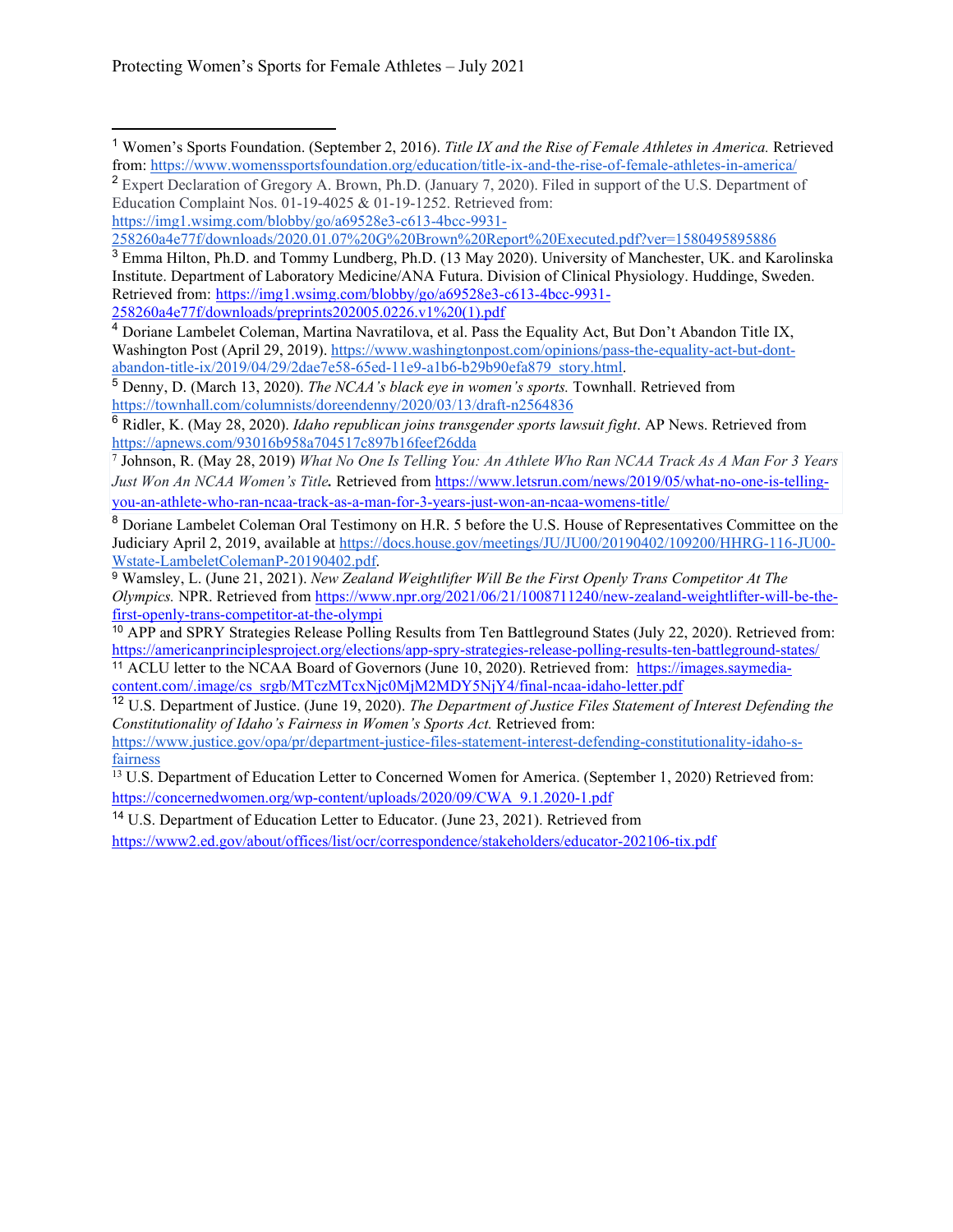[1] Women's Sports Foundation. (September 2, 2016). *Title IX and the Rise of Female Athletes in America.* Retrieved from: https://www.womenssportsfoundation.org/education/title-ix-and-the-rise-of-female-athletes-in-america/

[2] Expert Declaration of Gregory A. Brown, Ph.D. (January 7, 2020). Filed in support of the U.S. Department of Education Complaint Nos. 01-19-4025 & 01-19-1252. Retrieved from: https://img1.wsimg.com/blobby/go/a69528e3-c613-4bcc-9931-258260a4e77f/downloads/2020.01.07%20G%20Brown%20Report%20Executed.pdf?ver=1580495895886

[3] Emma Hilton, Ph.D. and Tommy Lundberg, Ph.D. (13 May 2020). University of Manchester, UK. and Karolinska Institute. Department of Laboratory Medicine/ANA Futura. Division of Clinical Physiology. Huddinge, Sweden. Retrieved from: https://img1.wsimg.com/blobby/go/a69528e3-c613-4bcc-9931-258260a4e77f/downloads/preprints202005.0226.v1%20(1).pdf

[4] Doriane Lambelet Coleman, Martina Navratilova, et al. Pass the Equality Act, But Don't Abandon Title IX, Washington Post (April 29, 2019). https://www.washingtonpost.com/opinions/pass-the-equality-act-but-dont-abandon-title-ix/2019/04/29/2dae7e58-65ed-11e9-a1b6-b29b90efa879_story.html.

[5] Denny, D. (March 13, 2020). *The NCAA's black eye in women's sports.* Townhall. Retrieved from https://townhall.com/columnists/doreendenny/2020/03/13/draft-n2564836

[6] Ridler, K. (May 28, 2020). *Idaho republican joins transgender sports lawsuit fight*. AP News. Retrieved from https://apnews.com/93016b958a704517c897b16feef26dda

[7] Johnson, R. (May 28, 2019) *What No One Is Telling You: An Athlete Who Ran NCAA Track As A Man For 3 Years Just Won An NCAA Women's Title***.** Retrieved from https://www.letsrun.com/news/2019/05/what-no-one-is-telling-you-an-athlete-who-ran-ncaa-track-as-a-man-for-3-years-just-won-an-ncaa-womens-title/

[8] Doriane Lambelet Coleman Oral Testimony on H.R. 5 before the U.S. House of Representatives Committee on the Judiciary April 2, 2019, available at https://docs.house.gov/meetings/JU/JU00/20190402/109200/HHRG-116-JU00-Wstate-LambeletColemanP-20190402.pdf.

[9] Wamsley, L. (June 21, 2021). *New Zealand Weightlifter Will Be the First Openly Trans Competitor At The Olympics.* NPR. Retrieved from https://www.npr.org/2021/06/21/1008711240/new-zealand-weightlifter-will-be-the-first-openly-trans-competitor-at-the-olympi

[10] APP and SPRY Strategies Release Polling Results from Ten Battleground States (July 22, 2020). Retrieved from: https://americanprinciplesproject.org/elections/app-spry-strategies-release-polling-results-ten-battleground-states/

[11] ACLU letter to the NCAA Board of Governors (June 10, 2020). Retrieved from: https://images.saymedia-content.com/.image/cs_srgb/MTczMTcxNjc0MjM2MDY5NjY4/final-ncaa-idaho-letter.pdf

[12] U.S. Department of Justice. (June 19, 2020). *The Department of Justice Files Statement of Interest Defending the Constitutionality of Idaho's Fairness in Women's Sports Act.* Retrieved from: https://www.justice.gov/opa/pr/department-justice-files-statement-interest-defending-constitutionality-idaho-s-fairness

[13] U.S. Department of Education Letter to Concerned Women for America. (September 1, 2020) Retrieved from: https://concernedwomen.org/wp-content/uploads/2020/09/CWA_9.1.2020-1.pdf

[14] U.S. Department of Education Letter to Educator. (June 23, 2021). Retrieved from https://www2.ed.gov/about/offices/list/ocr/correspondence/stakeholders/educator-202106-tix.pdf